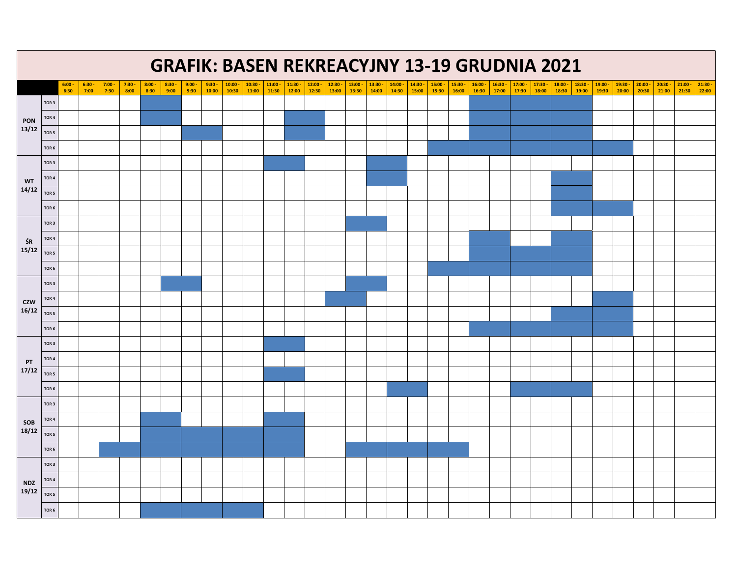# GRAFIK: BASEN REKREACYJNY 13-19 GRUDNIA 2021

| | | 6:00 - 6:30 | 6:30 - 7:00 | 7:00 - 7:30 | 7:30 - 8:00 | 8:00 - 8:30 | 8:30 - 9:00 | 9:00 - 9:30 | 9:30 - 10:00 | 10:00 - 10:30 | 10:30 - 11:00 | 11:00 - 11:30 | 11:30 - 12:00 | 12:00 - 12:30 | 12:30 - 13:00 | 13:00 - 13:30 | 13:30 - 14:00 | 14:00 - 14:30 | 14:30 - 15:00 | 15:00 - 15:30 | 15:30 - 16:00 | 16:00 - 16:30 | 16:30 - 17:00 | 17:00 - 17:30 | 17:30 - 18:00 | 18:00 - 18:30 | 18:30 - 19:00 | 19:00 - 19:30 | 19:30 - 20:00 | 20:00 - 20:30 | 20:30 - 21:00 | 21:00 - 21:30 | 21:30 - 22:00 |
|---|---|---|---|---|---|---|---|---|---|---|---|---|---|---|---|---|---|---|---|---|---|---|---|---|---|---|---|---|---|---|---|---|---|
| PON 13/12 | TOR 3 | | | | | ■ | ■ | | | | | | | | | | | | | | | ■ | ■ | ■ | ■ | ■ | ■ | | | | | | |
| | TOR 4 | | | | | ■ | ■ | | | | | | ■ | ■ | | | | | | | | ■ | ■ | ■ | ■ | ■ | ■ | | | | | | |
| | TOR 5 | | | | | | | ■ | ■ | | | | ■ | ■ | | | | | | | | ■ | ■ | ■ | ■ | ■ | ■ | | | | | | |
| | TOR 6 | | | | | | | | | | | | | | | | | | | ■ | ■ | ■ | ■ | ■ | ■ | ■ | ■ | ■ | ■ | | | | |
| WT 14/12 | TOR 3 | | | | | | | | | | | ■ | ■ | | | | ■ | ■ | | | | | | | | | | | | | | | |
| | TOR 4 | | | | | | | | | | | | | | | | ■ | ■ | | | | | | | | ■ | ■ | | | | | | |
| | TOR 5 | | | | | | | | | | | | | | | | | | | | | | | | | ■ | ■ | | | | | | |
| | TOR 6 | | | | | | | | | | | | | | | | | | | | | | | | | ■ | ■ | ■ | ■ | | | | |
| ŚR 15/12 | TOR 3 | | | | | | | | | | | | | | | ■ | ■ | | | | | | | | | | | | | | | | |
| | TOR 4 | | | | | | | | | | | | | | | | | | | | | ■ | ■ | | | ■ | ■ | | | | | | |
| | TOR 5 | | | | | | | | | | | | | | | | | | | | | ■ | ■ | ■ | ■ | ■ | ■ | | | | | | |
| | TOR 6 | | | | | | | | | | | | | | | | | | | ■ | ■ | ■ | ■ | ■ | ■ | ■ | ■ | | | | | | |
| CZW 16/12 | TOR 3 | | | | | | ■ | ■ | | | | | | | | ■ | ■ | | | | | | | | | | | | | | | | |
| | TOR 4 | | | | | | | | | | | | | | ■ | ■ | | | | | | | | | | | | ■ | ■ | | | | |
| | TOR 5 | | | | | | | | | | | | | | | | | | | | | | | | | ■ | ■ | ■ | ■ | | | | |
| | TOR 6 | | | | | | | | | | | | | | | | | | | | | ■ | ■ | ■ | ■ | ■ | ■ | ■ | ■ | | | | |
| PT 17/12 | TOR 3 | | | | | | | | | | | ■ | ■ | | | | | | | | | | | | | | | | | | | | |
| | TOR 4 | | | | | | | | | | | | | | | | | | | | | | | | | | | | | | | | |
| | TOR 5 | | | | | | | | | | | ■ | ■ | | | | | | | | | | | | | | | | | | | | |
| | TOR 6 | | | | | | | | | | | | | | | | | ■ | ■ | | | | | ■ | ■ | ■ | ■ | | | | | | |
| SOB 18/12 | TOR 3 | | | | | | | | | | | | | | | | | | | | | | | | | | | | | | | | |
| | TOR 4 | | | | | ■ | ■ | | | | | ■ | ■ | | | | | | | | | | | | | | | | | | | | |
| | TOR 5 | | | | | ■ | ■ | ■ | ■ | ■ | ■ | ■ | ■ | | | | | | | | | | | | | | | | | | | | |
| | TOR 6 | | | ■ | ■ | ■ | ■ | ■ | ■ | ■ | ■ | ■ | ■ | | | ■ | ■ | ■ | ■ | ■ | ■ | | | | | | | | | | | | |
| NDZ 19/12 | TOR 3 | | | | | | | | | | | | | | | | | | | | | | | | | | | | | | | | |
| | TOR 4 | | | | | | | | | | | | | | | | | | | | | | | | | | | | | | | | |
| | TOR 5 | | | | | | | | | | | | | | | | | | | | | | | | | | | | | | | | |
| | TOR 6 | | | | | ■ | ■ | ■ | ■ | ■ | ■ | | | | | | | | | | | | | | | | | | | | | | |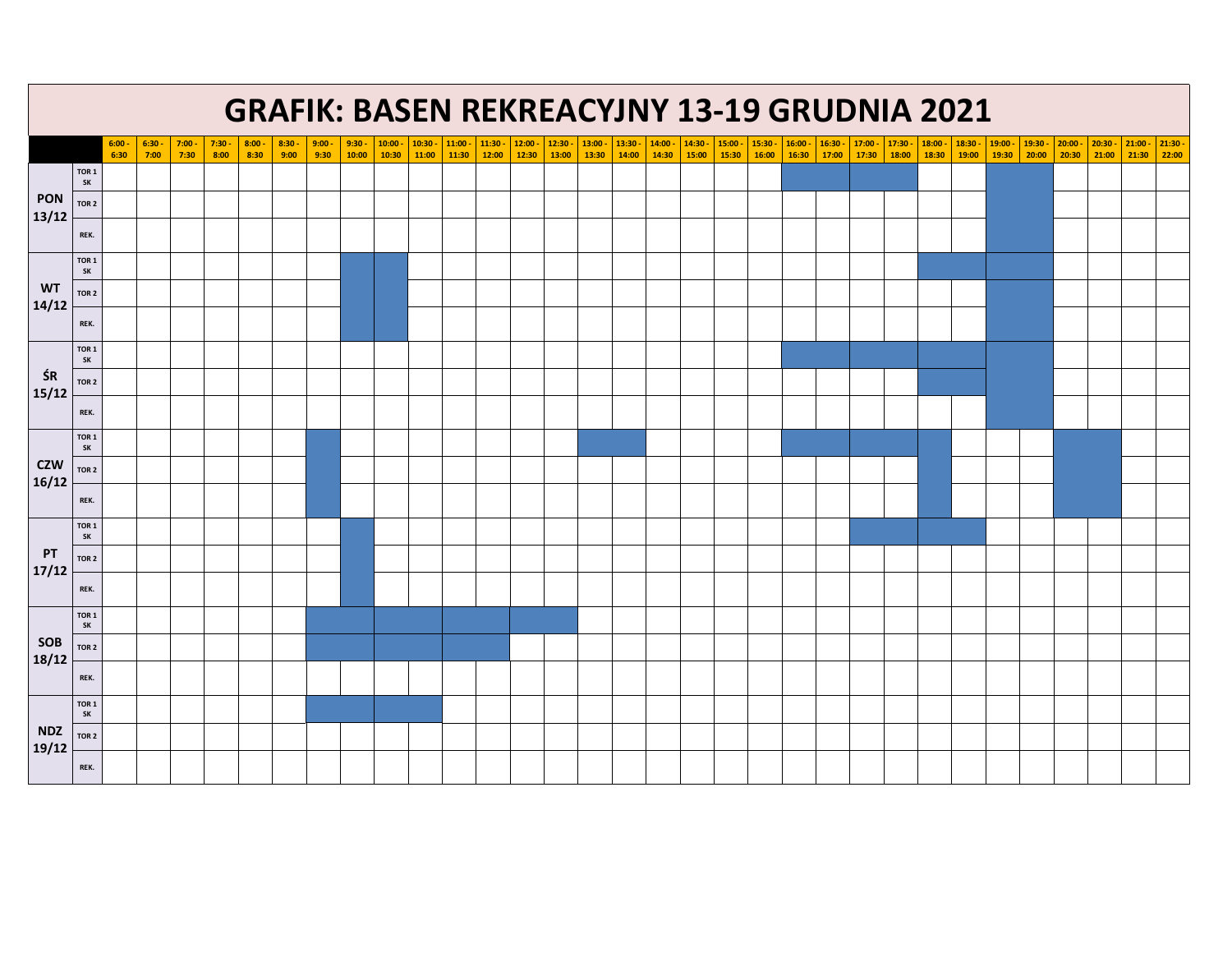# GRAFIK: BASEN REKREACYJNY 13-19 GRUDNIA 2021

| | | 6:00 - 6:30 | 6:30 - 7:00 | 7:00 - 7:30 | 7:30 - 8:00 | 8:00 - 8:30 | 8:30 - 9:00 | 9:00 - 9:30 | 9:30 - 10:00 | 10:00 - 10:30 | 10:30 - 11:00 | 11:00 - 11:30 | 11:30 - 12:00 | 12:00 - 12:30 | 12:30 - 13:00 | 13:00 - 13:30 | 13:30 - 14:00 | 14:00 - 14:30 | 14:30 - 15:00 | 15:00 - 15:30 | 15:30 - 16:00 | 16:00 - 16:30 | 16:30 - 17:00 | 17:00 - 17:30 | 17:30 - 18:00 | 18:00 - 18:30 | 18:30 - 19:00 | 19:00 - 19:30 | 19:30 - 20:00 | 20:00 - 20:30 | 20:30 - 21:00 | 21:00 - 21:30 | 21:30 - 22:00 |
|---|---|---|---|---|---|---|---|---|---|---|---|---|---|---|---|---|---|---|---|---|---|---|---|---|---|---|---|---|---|---|---|---|---|
| PON 13/12 | TOR 1 SK | | | | | | | | | | | | | | | | | | | | | | | | | | | | | | | | |
| | TOR 2 | | | | | | | | | | | | | | | | | | | | | | | | | | | | | | | | |
| | REK. | | | | | | | | | | | | | | | | | | | | | | | | | | | | | | | | |
| WT 14/12 | TOR 1 SK | | | | | | | | | | | | | | | | | | | | | | | | | | | | | | | | |
| | TOR 2 | | | | | | | | | | | | | | | | | | | | | | | | | | | | | | | | |
| | REK. | | | | | | | | | | | | | | | | | | | | | | | | | | | | | | | | |
| ŚR 15/12 | TOR 1 SK | | | | | | | | | | | | | | | | | | | | | | | | | | | | | | | | |
| | TOR 2 | | | | | | | | | | | | | | | | | | | | | | | | | | | | | | | | |
| | REK. | | | | | | | | | | | | | | | | | | | | | | | | | | | | | | | | |
| CZW 16/12 | TOR 1 SK | | | | | | | | | | | | | | | | | | | | | | | | | | | | | | | | |
| | TOR 2 | | | | | | | | | | | | | | | | | | | | | | | | | | | | | | | | |
| | REK. | | | | | | | | | | | | | | | | | | | | | | | | | | | | | | | | |
| PT 17/12 | TOR 1 SK | | | | | | | | | | | | | | | | | | | | | | | | | | | | | | | | |
| | TOR 2 | | | | | | | | | | | | | | | | | | | | | | | | | | | | | | | | |
| | REK. | | | | | | | | | | | | | | | | | | | | | | | | | | | | | | | | |
| SOB 18/12 | TOR 1 SK | | | | | | | | | | | | | | | | | | | | | | | | | | | | | | | | |
| | TOR 2 | | | | | | | | | | | | | | | | | | | | | | | | | | | | | | | | |
| | REK. | | | | | | | | | | | | | | | | | | | | | | | | | | | | | | | | |
| NDZ 19/12 | TOR 1 SK | | | | | | | | | | | | | | | | | | | | | | | | | | | | | | | | |
| | TOR 2 | | | | | | | | | | | | | | | | | | | | | | | | | | | | | | | | |
| | REK. | | | | | | | | | | | | | | | | | | | | | | | | | | | | | | | | |